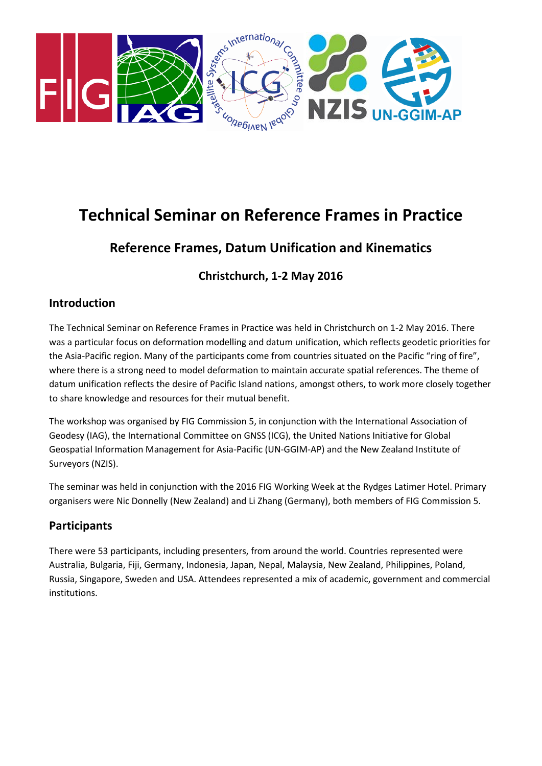# Technical Seminar on Reference Frames in Practice

## Reference Frames, Datum Unification and Kinematics

### Christchurch, 1-2 May 2016

## Introduction

The Technical Seminar on Reference Frames in Practice was held in Christchurch on 1-2 May 2016. There was a particular focus on deformation modelling and datum unification, which reflects geodetic priorities for the Asia-Pacific region. Many of the participants come from countries situated on the Pacific "ring of fire", where there is a strong need to model deformation to maintain accurate spatial references. The theme of datum unification reflects the desire of Pacific Island nations, amongst others, to work more closely together to share knowledge and resources for their mutual benefit.

The workshop was organised by FIG Commission 5, in conjunction with the International Association of Geodesy (IAG), the International Committee on GNSS (ICG), the United Nations Initiative for Global Geospatial Information Management for Asia-Pacific (UN-GGIM-AP) and the New Zealand Institute of Surveyors (NZIS).

The seminar was held in conjunction with the 2016 FIG Working Week at the Rydges Latimer Hotel. Primary organisers were Nic Donnelly (New Zealand) and Li Zhang (Germany), both members of FIG Commission 5.

## Participants

There were 53 participants, including presenters, from around the world. Countries represented were Australia, Bulgaria, Fiji, Germany, Indonesia, Japan, Nepal, Malaysia, New Zealand, Philippines, Poland, Russia, Singapore, Sweden and USA. Attendees represented a mix of academic, government and commercial institutions.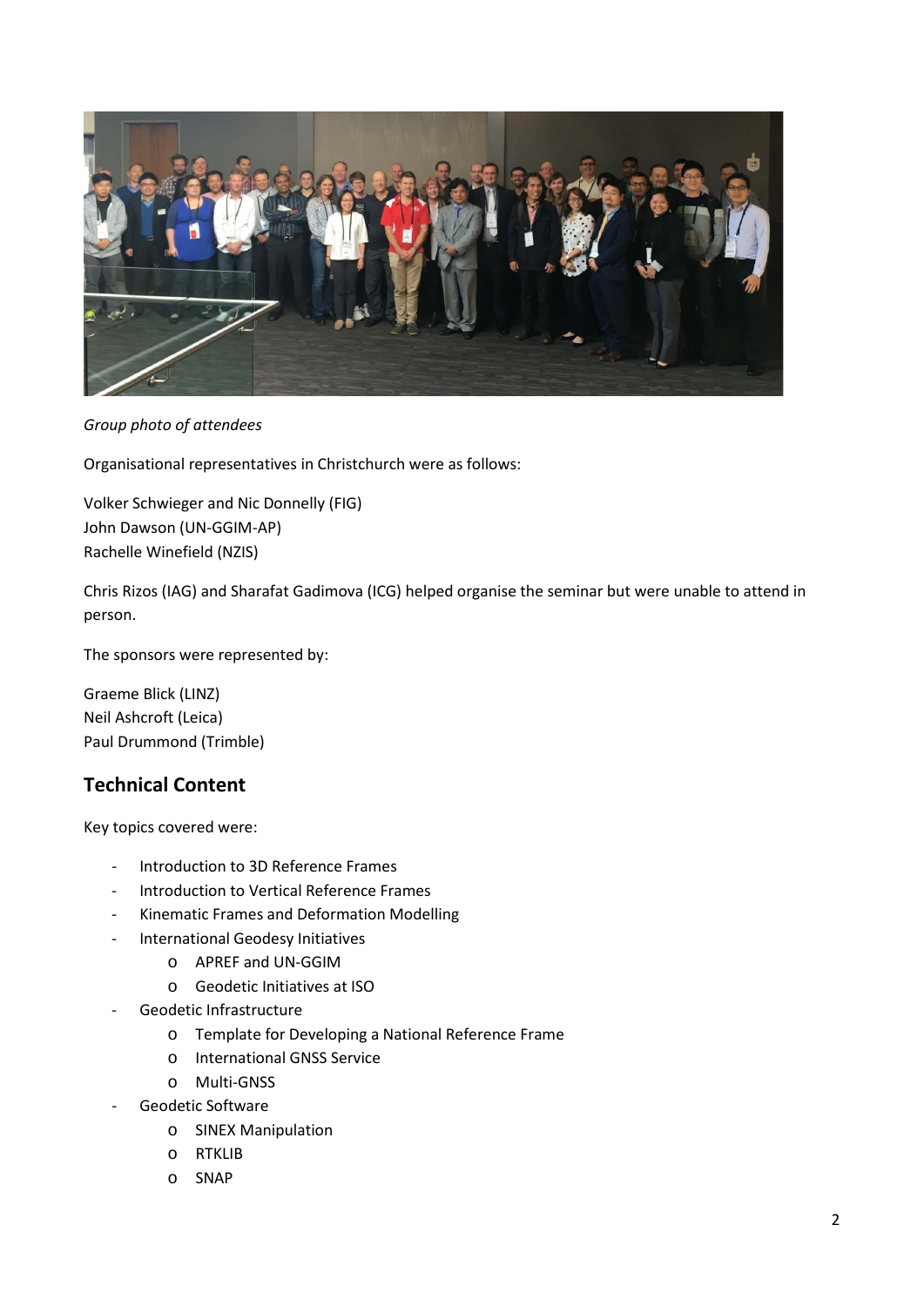*Group photo of attendees*

Organisational representatives in Christchurch were as follows:

Volker Schwieger and Nic Donnelly (FIG)
John Dawson (UN-GGIM-AP)
Rachelle Winefield (NZIS)

Chris Rizos (IAG) and Sharafat Gadimova (ICG) helped organise the seminar but were unable to attend in person.

The sponsors were represented by:

Graeme Blick (LINZ)
Neil Ashcroft (Leica)
Paul Drummond (Trimble)

## Technical Content

Key topics covered were:

- Introduction to 3D Reference Frames
- Introduction to Vertical Reference Frames
- Kinematic Frames and Deformation Modelling
- International Geodesy Initiatives
  - APREF and UN-GGIM
  - Geodetic Initiatives at ISO
- Geodetic Infrastructure
  - Template for Developing a National Reference Frame
  - International GNSS Service
  - Multi-GNSS
- Geodetic Software
  - SINEX Manipulation
  - RTKLIB
  - SNAP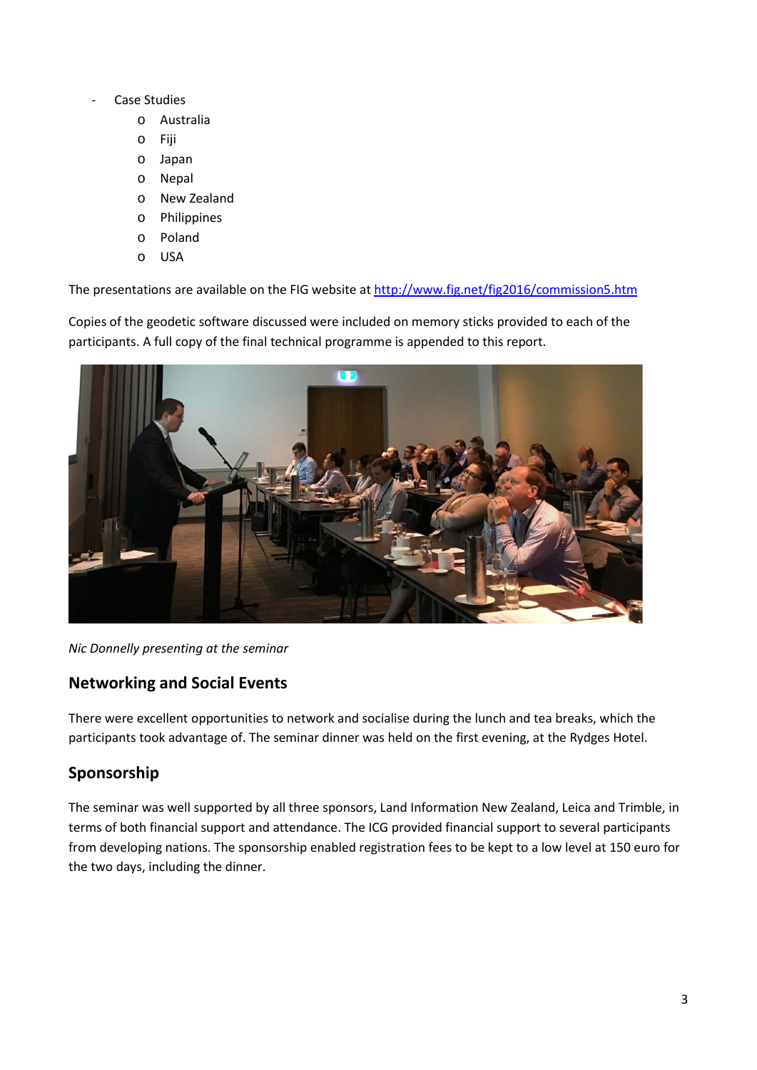- Case Studies
    - Australia
    - Fiji
    - Japan
    - Nepal
    - New Zealand
    - Philippines
    - Poland
    - USA

The presentations are available on the FIG website at http://www.fig.net/fig2016/commission5.htm

Copies of the geodetic software discussed were included on memory sticks provided to each of the participants. A full copy of the final technical programme is appended to this report.

*Nic Donnelly presenting at the seminar*

## Networking and Social Events

There were excellent opportunities to network and socialise during the lunch and tea breaks, which the participants took advantage of. The seminar dinner was held on the first evening, at the Rydges Hotel.

## Sponsorship

The seminar was well supported by all three sponsors, Land Information New Zealand, Leica and Trimble, in terms of both financial support and attendance. The ICG provided financial support to several participants from developing nations. The sponsorship enabled registration fees to be kept to a low level at 150 euro for the two days, including the dinner.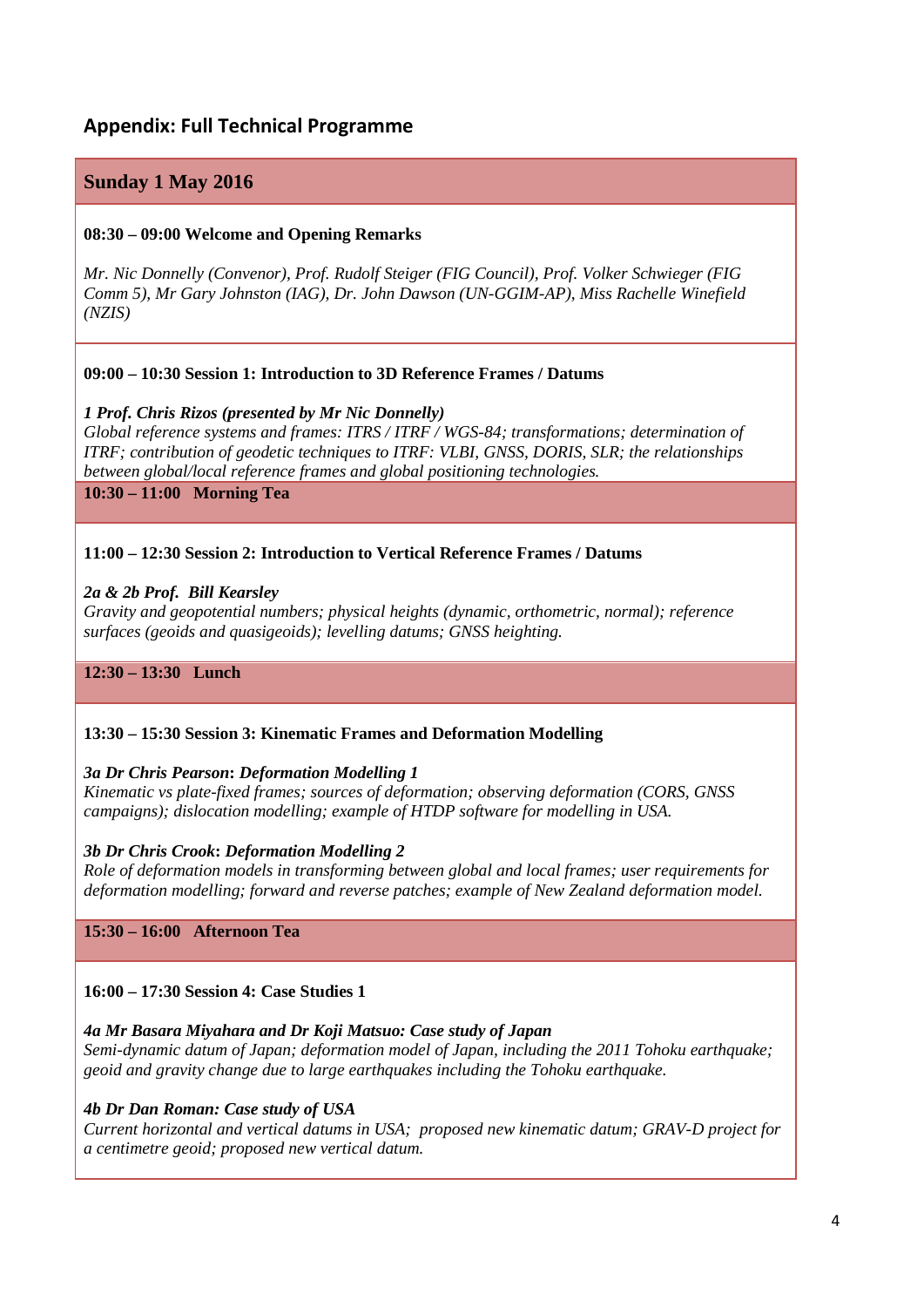## Appendix: Full Technical Programme

### Sunday 1 May 2016

**08:30 – 09:00 Welcome and Opening Remarks**

*Mr. Nic Donnelly (Convenor), Prof. Rudolf Steiger (FIG Council), Prof. Volker Schwieger (FIG Comm 5), Mr Gary Johnston (IAG), Dr. John Dawson (UN-GGIM-AP), Miss Rachelle Winefield (NZIS)*

**09:00 – 10:30 Session 1: Introduction to 3D Reference Frames / Datums**

***1 Prof. Chris Rizos (presented by Mr Nic Donnelly)***
*Global reference systems and frames: ITRS / ITRF / WGS-84; transformations; determination of ITRF; contribution of geodetic techniques to ITRF: VLBI, GNSS, DORIS, SLR; the relationships between global/local reference frames and global positioning technologies.*

**10:30 – 11:00 Morning Tea**

**11:00 – 12:30 Session 2: Introduction to Vertical Reference Frames / Datums**

***2a & 2b Prof. Bill Kearsley***
*Gravity and geopotential numbers; physical heights (dynamic, orthometric, normal); reference surfaces (geoids and quasigeoids); levelling datums; GNSS heighting.*

**12:30 – 13:30 Lunch**

**13:30 – 15:30 Session 3: Kinematic Frames and Deformation Modelling**

***3a Dr Chris Pearson: Deformation Modelling 1***
*Kinematic vs plate-fixed frames; sources of deformation; observing deformation (CORS, GNSS campaigns); dislocation modelling; example of HTDP software for modelling in USA.*

***3b Dr Chris Crook: Deformation Modelling 2***
*Role of deformation models in transforming between global and local frames; user requirements for deformation modelling; forward and reverse patches; example of New Zealand deformation model.*

**15:30 – 16:00 Afternoon Tea**

**16:00 – 17:30 Session 4: Case Studies 1**

***4a Mr Basara Miyahara and Dr Koji Matsuo: Case study of Japan***
*Semi-dynamic datum of Japan; deformation model of Japan, including the 2011 Tohoku earthquake; geoid and gravity change due to large earthquakes including the Tohoku earthquake.*

***4b Dr Dan Roman: Case study of USA***
*Current horizontal and vertical datums in USA; proposed new kinematic datum; GRAV-D project for a centimetre geoid; proposed new vertical datum.*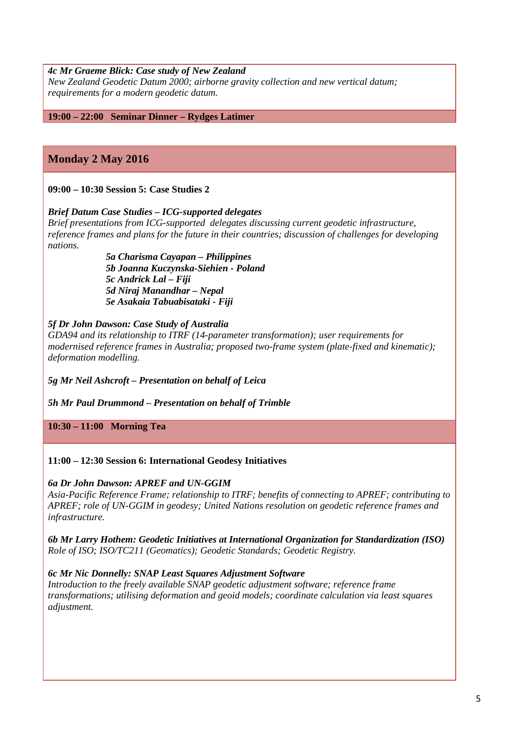***4c Mr Graeme Blick: Case study of New Zealand***
*New Zealand Geodetic Datum 2000; airborne gravity collection and new vertical datum; requirements for a modern geodetic datum.*

**19:00 – 22:00 Seminar Dinner – Rydges Latimer**

## Monday 2 May 2016

**09:00 – 10:30 Session 5: Case Studies 2**

***Brief Datum Case Studies – ICG-supported delegates***
*Brief presentations from ICG-supported delegates discussing current geodetic infrastructure, reference frames and plans for the future in their countries; discussion of challenges for developing nations.*

***5a Charisma Cayapan – Philippines***
***5b Joanna Kuczynska-Siehien - Poland***
***5c Andrick Lal – Fiji***
***5d Niraj Manandhar – Nepal***
***5e Asakaia Tabuabisataki - Fiji***

***5f Dr John Dawson: Case Study of Australia***
*GDA94 and its relationship to ITRF (14-parameter transformation); user requirements for modernised reference frames in Australia; proposed two-frame system (plate-fixed and kinematic); deformation modelling.*

***5g Mr Neil Ashcroft – Presentation on behalf of Leica***

***5h Mr Paul Drummond – Presentation on behalf of Trimble***

**10:30 – 11:00 Morning Tea**

**11:00 – 12:30 Session 6: International Geodesy Initiatives**

***6a Dr John Dawson: APREF and UN-GGIM***
*Asia-Pacific Reference Frame; relationship to ITRF; benefits of connecting to APREF; contributing to APREF; role of UN-GGIM in geodesy; United Nations resolution on geodetic reference frames and infrastructure.*

***6b Mr Larry Hothem: Geodetic Initiatives at International Organization for Standardization (ISO)***
*Role of ISO; ISO/TC211 (Geomatics); Geodetic Standards; Geodetic Registry.*

***6c Mr Nic Donnelly: SNAP Least Squares Adjustment Software***
*Introduction to the freely available SNAP geodetic adjustment software; reference frame transformations; utilising deformation and geoid models; coordinate calculation via least squares adjustment.*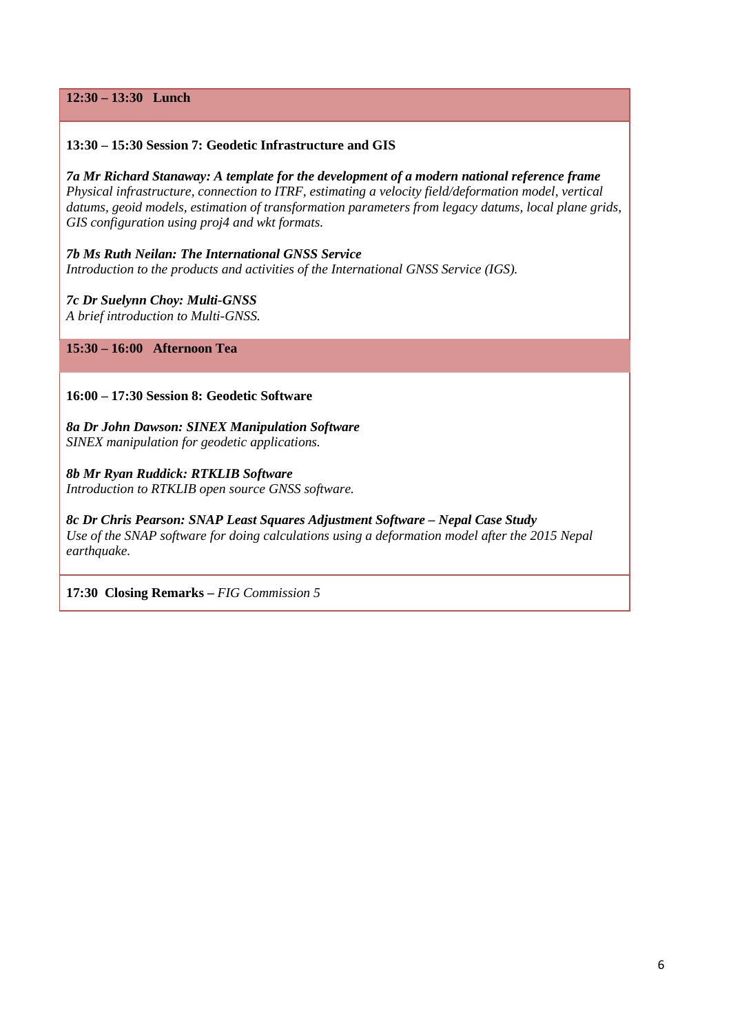**12:30 – 13:30 Lunch**

**13:30 – 15:30 Session 7: Geodetic Infrastructure and GIS**

***7a Mr Richard Stanaway: A template for the development of a modern national reference frame***
*Physical infrastructure, connection to ITRF, estimating a velocity field/deformation model, vertical datums, geoid models, estimation of transformation parameters from legacy datums, local plane grids, GIS configuration using proj4 and wkt formats.*

***7b Ms Ruth Neilan: The International GNSS Service***
*Introduction to the products and activities of the International GNSS Service (IGS).*

***7c Dr Suelynn Choy: Multi-GNSS***
*A brief introduction to Multi-GNSS.*

**15:30 – 16:00 Afternoon Tea**

**16:00 – 17:30 Session 8: Geodetic Software**

***8a Dr John Dawson: SINEX Manipulation Software***
*SINEX manipulation for geodetic applications.*

***8b Mr Ryan Ruddick: RTKLIB Software***
*Introduction to RTKLIB open source GNSS software.*

***8c Dr Chris Pearson: SNAP Least Squares Adjustment Software – Nepal Case Study***
*Use of the SNAP software for doing calculations using a deformation model after the 2015 Nepal earthquake.*

**17:30 Closing Remarks –** *FIG Commission 5*